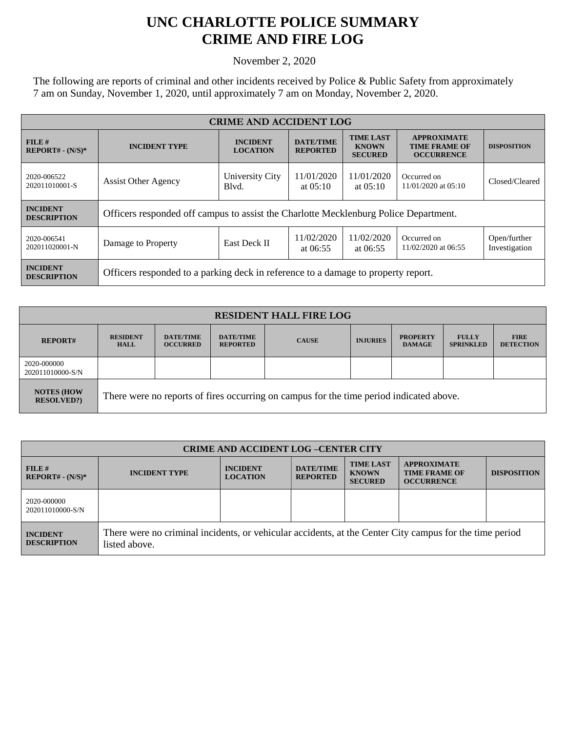# UNC CHARLOTTE POLICE SUMMARY
# CRIME AND FIRE LOG

November 2, 2020

The following are reports of criminal and other incidents received by Police & Public Safety from approximately 7 am on Sunday, November 1, 2020, until approximately 7 am on Monday, November 2, 2020.

| CRIME AND ACCIDENT LOG | | | | | | |
|---|---|---|---|---|---|---|
| **FILE # REPORT# - (N/S)*** | **INCIDENT TYPE** | **INCIDENT LOCATION** | **DATE/TIME REPORTED** | **TIME LAST KNOWN SECURED** | **APPROXIMATE TIME FRAME OF OCCURRENCE** | **DISPOSITION** |
| 2020-006522 202011010001-S | Assist Other Agency | University City Blvd. | 11/01/2020 at 05:10 | 11/01/2020 at 05:10 | Occurred on 11/01/2020 at 05:10 | Closed/Cleared |
| **INCIDENT DESCRIPTION** | Officers responded off campus to assist the Charlotte Mecklenburg Police Department. | | | | | |
| 2020-006541 202011020001-N | Damage to Property | East Deck II | 11/02/2020 at 06:55 | 11/02/2020 at 06:55 | Occurred on 11/02/2020 at 06:55 | Open/further Investigation |
| **INCIDENT DESCRIPTION** | Officers responded to a parking deck in reference to a damage to property report. | | | | | |

| RESIDENT HALL FIRE LOG | | | | | | | | |
|---|---|---|---|---|---|---|---|---|
| **REPORT#** | **RESIDENT HALL** | **DATE/TIME OCCURRED** | **DATE/TIME REPORTED** | **CAUSE** | **INJURIES** | **PROPERTY DAMAGE** | **FULLY SPRINKLED** | **FIRE DETECTION** |
| 2020-000000 202011010000-S/N | | | | | | | | |
| **NOTES (HOW RESOLVED?)** | There were no reports of fires occurring on campus for the time period indicated above. | | | | | | | |

| CRIME AND ACCIDENT LOG –CENTER CITY | | | | | | |
|---|---|---|---|---|---|---|
| **FILE # REPORT# - (N/S)*** | **INCIDENT TYPE** | **INCIDENT LOCATION** | **DATE/TIME REPORTED** | **TIME LAST KNOWN SECURED** | **APPROXIMATE TIME FRAME OF OCCURRENCE** | **DISPOSITION** |
| 2020-000000 202011010000-S/N | | | | | | |
| **INCIDENT DESCRIPTION** | There were no criminal incidents, or vehicular accidents, at the Center City campus for the time period listed above. | | | | | |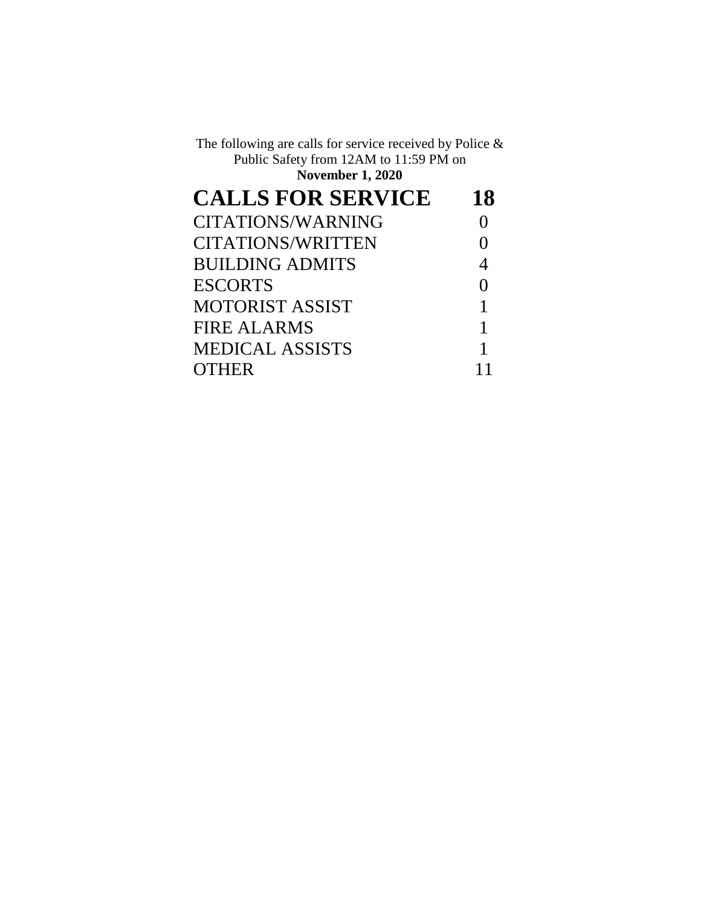The following are calls for service received by Police & Public Safety from 12AM to 11:59 PM on

**November 1, 2020**

| | |
|---|---|
| **CALLS FOR SERVICE** | **18** |
| CITATIONS/WARNING | 0 |
| CITATIONS/WRITTEN | 0 |
| BUILDING ADMITS | 4 |
| ESCORTS | 0 |
| MOTORIST ASSIST | 1 |
| FIRE ALARMS | 1 |
| MEDICAL ASSISTS | 1 |
| OTHER | 11 |